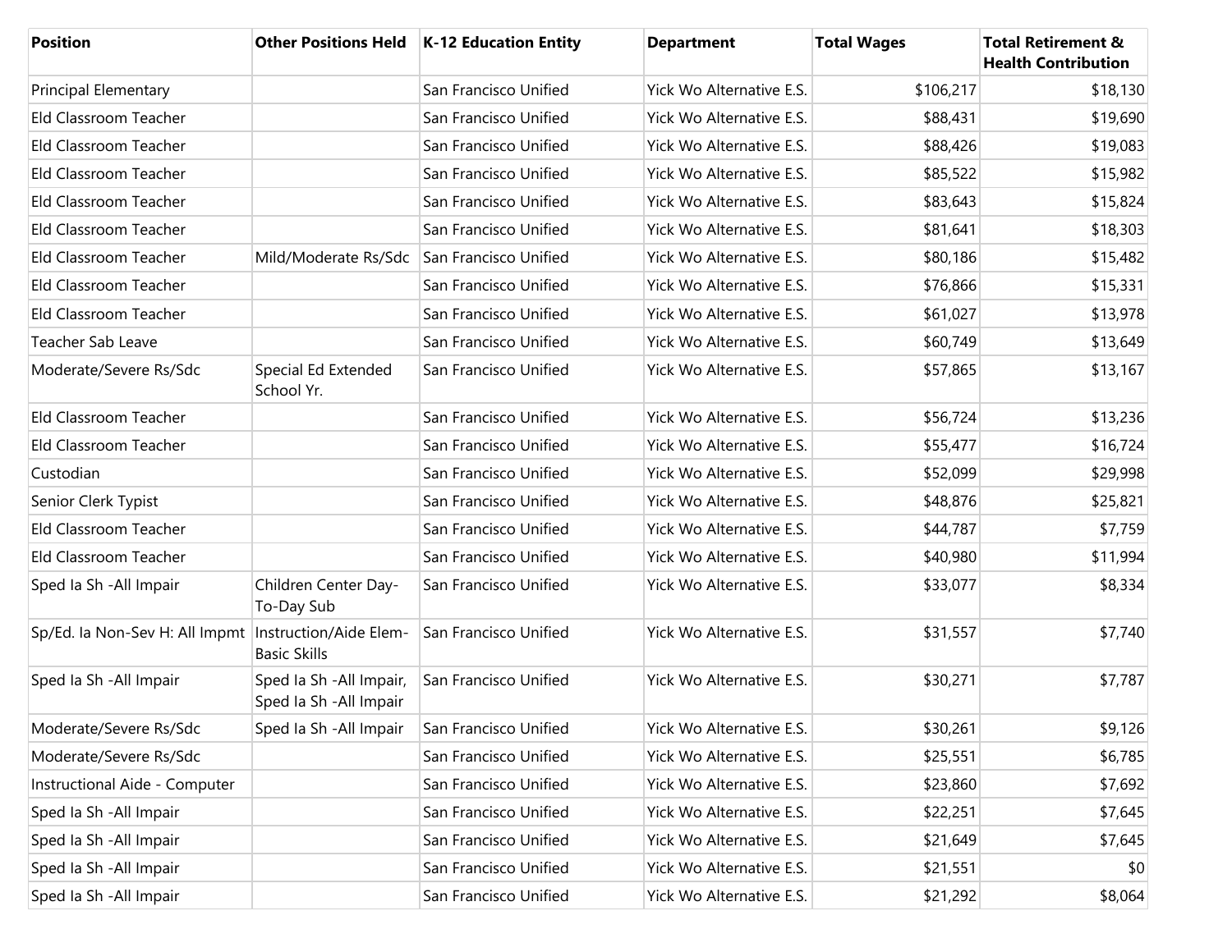| Position | Other Positions Held | K-12 Education Entity | Department | Total Wages | Total Retirement & Health Contribution |
|---|---|---|---|---|---|
| Principal Elementary | | San Francisco Unified | Yick Wo Alternative E.S. | $106,217 | $18,130 |
| Eld Classroom Teacher | | San Francisco Unified | Yick Wo Alternative E.S. | $88,431 | $19,690 |
| Eld Classroom Teacher | | San Francisco Unified | Yick Wo Alternative E.S. | $88,426 | $19,083 |
| Eld Classroom Teacher | | San Francisco Unified | Yick Wo Alternative E.S. | $85,522 | $15,982 |
| Eld Classroom Teacher | | San Francisco Unified | Yick Wo Alternative E.S. | $83,643 | $15,824 |
| Eld Classroom Teacher | | San Francisco Unified | Yick Wo Alternative E.S. | $81,641 | $18,303 |
| Eld Classroom Teacher | Mild/Moderate Rs/Sdc | San Francisco Unified | Yick Wo Alternative E.S. | $80,186 | $15,482 |
| Eld Classroom Teacher | | San Francisco Unified | Yick Wo Alternative E.S. | $76,866 | $15,331 |
| Eld Classroom Teacher | | San Francisco Unified | Yick Wo Alternative E.S. | $61,027 | $13,978 |
| Teacher Sab Leave | | San Francisco Unified | Yick Wo Alternative E.S. | $60,749 | $13,649 |
| Moderate/Severe Rs/Sdc | Special Ed Extended School Yr. | San Francisco Unified | Yick Wo Alternative E.S. | $57,865 | $13,167 |
| Eld Classroom Teacher | | San Francisco Unified | Yick Wo Alternative E.S. | $56,724 | $13,236 |
| Eld Classroom Teacher | | San Francisco Unified | Yick Wo Alternative E.S. | $55,477 | $16,724 |
| Custodian | | San Francisco Unified | Yick Wo Alternative E.S. | $52,099 | $29,998 |
| Senior Clerk Typist | | San Francisco Unified | Yick Wo Alternative E.S. | $48,876 | $25,821 |
| Eld Classroom Teacher | | San Francisco Unified | Yick Wo Alternative E.S. | $44,787 | $7,759 |
| Eld Classroom Teacher | | San Francisco Unified | Yick Wo Alternative E.S. | $40,980 | $11,994 |
| Sped Ia Sh -All Impair | Children Center Day-To-Day Sub | San Francisco Unified | Yick Wo Alternative E.S. | $33,077 | $8,334 |
| Sp/Ed. Ia Non-Sev H: All Impmt | Instruction/Aide Elem-Basic Skills | San Francisco Unified | Yick Wo Alternative E.S. | $31,557 | $7,740 |
| Sped Ia Sh -All Impair | Sped Ia Sh -All Impair, Sped Ia Sh -All Impair | San Francisco Unified | Yick Wo Alternative E.S. | $30,271 | $7,787 |
| Moderate/Severe Rs/Sdc | Sped Ia Sh -All Impair | San Francisco Unified | Yick Wo Alternative E.S. | $30,261 | $9,126 |
| Moderate/Severe Rs/Sdc | | San Francisco Unified | Yick Wo Alternative E.S. | $25,551 | $6,785 |
| Instructional Aide - Computer | | San Francisco Unified | Yick Wo Alternative E.S. | $23,860 | $7,692 |
| Sped Ia Sh -All Impair | | San Francisco Unified | Yick Wo Alternative E.S. | $22,251 | $7,645 |
| Sped Ia Sh -All Impair | | San Francisco Unified | Yick Wo Alternative E.S. | $21,649 | $7,645 |
| Sped Ia Sh -All Impair | | San Francisco Unified | Yick Wo Alternative E.S. | $21,551 | $0 |
| Sped Ia Sh -All Impair | | San Francisco Unified | Yick Wo Alternative E.S. | $21,292 | $8,064 |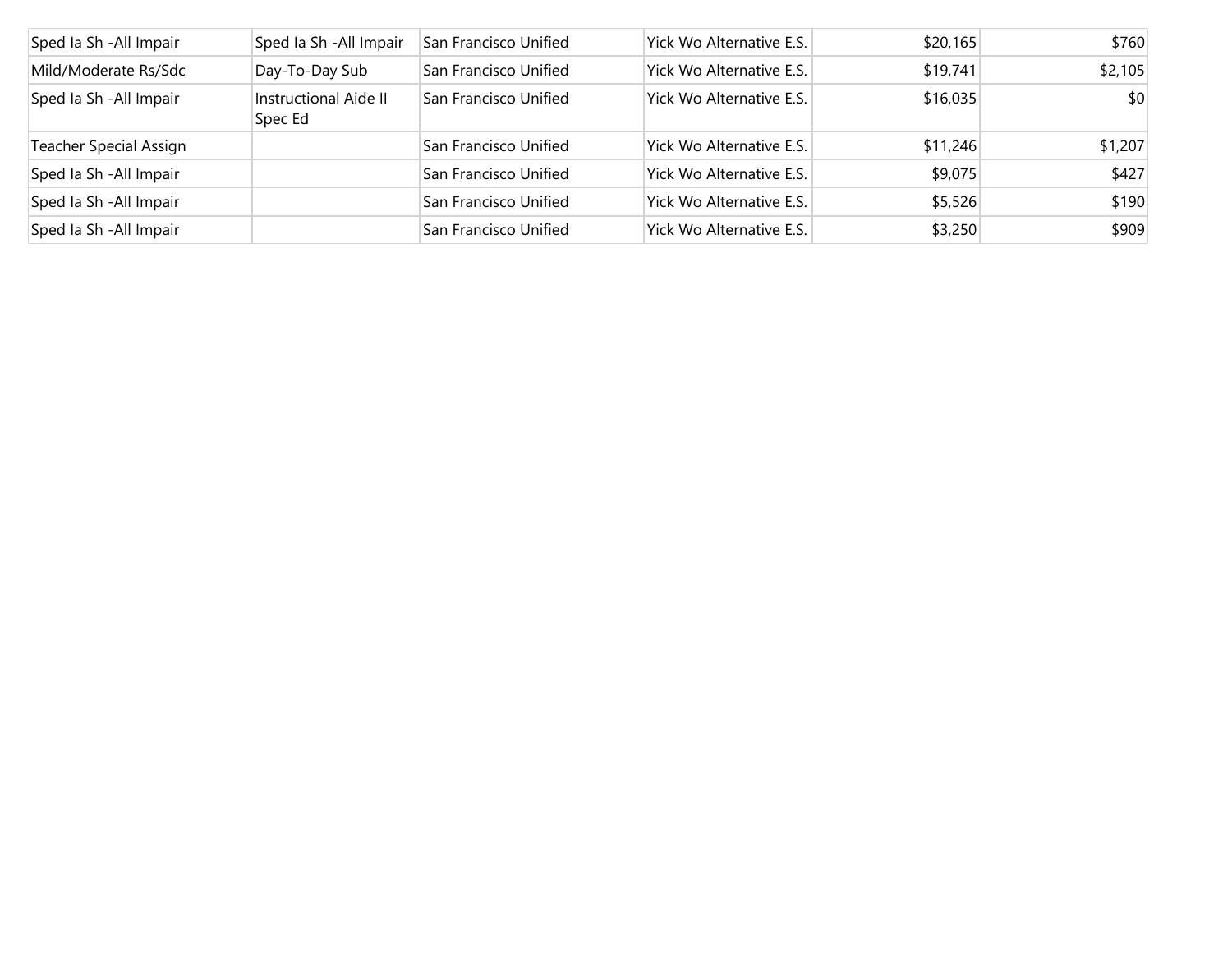| | | | | | |
|---|---|---|---|---|---|
| Sped Ia Sh -All Impair | Sped Ia Sh -All Impair | San Francisco Unified | Yick Wo Alternative E.S. | $20,165 | $760 |
| Mild/Moderate Rs/Sdc | Day-To-Day Sub | San Francisco Unified | Yick Wo Alternative E.S. | $19,741 | $2,105 |
| Sped Ia Sh -All Impair | Instructional Aide II Spec Ed | San Francisco Unified | Yick Wo Alternative E.S. | $16,035 | $0 |
| Teacher Special Assign | | San Francisco Unified | Yick Wo Alternative E.S. | $11,246 | $1,207 |
| Sped Ia Sh -All Impair | | San Francisco Unified | Yick Wo Alternative E.S. | $9,075 | $427 |
| Sped Ia Sh -All Impair | | San Francisco Unified | Yick Wo Alternative E.S. | $5,526 | $190 |
| Sped Ia Sh -All Impair | | San Francisco Unified | Yick Wo Alternative E.S. | $3,250 | $909 |